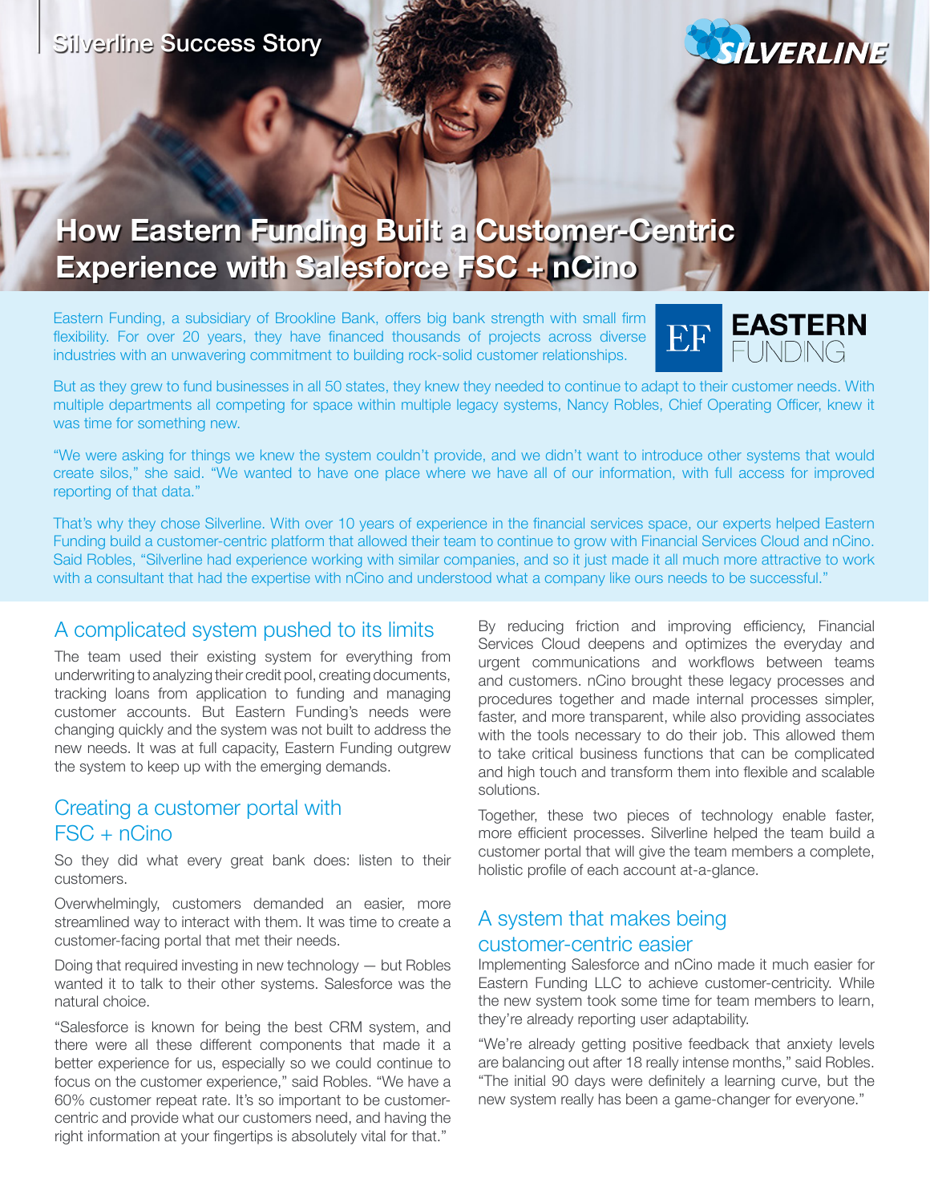Silverline Success Story

# How Eastern Funding Built a Customer-Centric Experience with Salesforce FSC + nCino

Eastern Funding, a subsidiary of Brookline Bank, offers big bank strength with small firm flexibility. For over 20 years, they have financed thousands of projects across diverse industries with an unwavering commitment to building rock-solid customer relationships.

But as they grew to fund businesses in all 50 states, they knew they needed to continue to adapt to their customer needs. With multiple departments all competing for space within multiple legacy systems, Nancy Robles, Chief Operating Officer, knew it was time for something new.

"We were asking for things we knew the system couldn't provide, and we didn't want to introduce other systems that would create silos," she said. "We wanted to have one place where we have all of our information, with full access for improved reporting of that data."

That's why they chose Silverline. With over 10 years of experience in the financial services space, our experts helped Eastern Funding build a customer-centric platform that allowed their team to continue to grow with Financial Services Cloud and nCino. Said Robles, "Silverline had experience working with similar companies, and so it just made it all much more attractive to work with a consultant that had the expertise with nCino and understood what a company like ours needs to be successful."

## A complicated system pushed to its limits

The team used their existing system for everything from underwriting to analyzing their credit pool, creating documents, tracking loans from application to funding and managing customer accounts. But Eastern Funding's needs were changing quickly and the system was not built to address the new needs. It was at full capacity, Eastern Funding outgrew the system to keep up with the emerging demands.

## Creating a customer portal with FSC + nCino

So they did what every great bank does: listen to their customers.

Overwhelmingly, customers demanded an easier, more streamlined way to interact with them. It was time to create a customer-facing portal that met their needs.

Doing that required investing in new technology — but Robles wanted it to talk to their other systems. Salesforce was the natural choice.

"Salesforce is known for being the best CRM system, and there were all these different components that made it a better experience for us, especially so we could continue to focus on the customer experience," said Robles. "We have a 60% customer repeat rate. It's so important to be customer-centric and provide what our customers need, and having the right information at your fingertips is absolutely vital for that."

By reducing friction and improving efficiency, Financial Services Cloud deepens and optimizes the everyday and urgent communications and workflows between teams and customers. nCino brought these legacy processes and procedures together and made internal processes simpler, faster, and more transparent, while also providing associates with the tools necessary to do their job. This allowed them to take critical business functions that can be complicated and high touch and transform them into flexible and scalable solutions.

Together, these two pieces of technology enable faster, more efficient processes. Silverline helped the team build a customer portal that will give the team members a complete, holistic profile of each account at-a-glance.

## A system that makes being customer-centric easier

Implementing Salesforce and nCino made it much easier for Eastern Funding LLC to achieve customer-centricity. While the new system took some time for team members to learn, they're already reporting user adaptability.

"We're already getting positive feedback that anxiety levels are balancing out after 18 really intense months," said Robles. "The initial 90 days were definitely a learning curve, but the new system really has been a game-changer for everyone."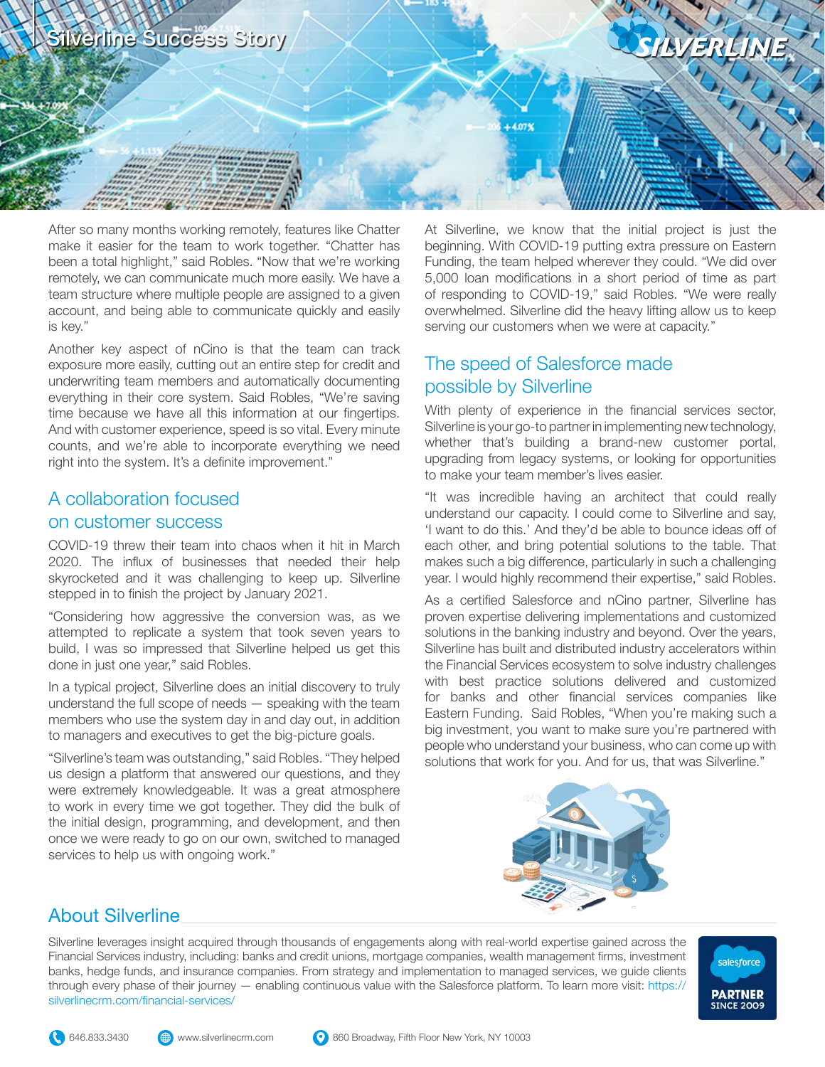After so many months working remotely, features like Chatter make it easier for the team to work together. "Chatter has been a total highlight," said Robles. "Now that we're working remotely, we can communicate much more easily. We have a team structure where multiple people are assigned to a given account, and being able to communicate quickly and easily is key."

Another key aspect of nCino is that the team can track exposure more easily, cutting out an entire step for credit and underwriting team members and automatically documenting everything in their core system. Said Robles, "We're saving time because we have all this information at our fingertips. And with customer experience, speed is so vital. Every minute counts, and we're able to incorporate everything we need right into the system. It's a definite improvement."

## A collaboration focused on customer success

COVID-19 threw their team into chaos when it hit in March 2020. The influx of businesses that needed their help skyrocketed and it was challenging to keep up. Silverline stepped in to finish the project by January 2021.

"Considering how aggressive the conversion was, as we attempted to replicate a system that took seven years to build, I was so impressed that Silverline helped us get this done in just one year," said Robles.

In a typical project, Silverline does an initial discovery to truly understand the full scope of needs — speaking with the team members who use the system day in and day out, in addition to managers and executives to get the big-picture goals.

"Silverline's team was outstanding," said Robles. "They helped us design a platform that answered our questions, and they were extremely knowledgeable. It was a great atmosphere to work in every time we got together. They did the bulk of the initial design, programming, and development, and then once we were ready to go on our own, switched to managed services to help us with ongoing work."

At Silverline, we know that the initial project is just the beginning. With COVID-19 putting extra pressure on Eastern Funding, the team helped wherever they could. "We did over 5,000 loan modifications in a short period of time as part of responding to COVID-19," said Robles. "We were really overwhelmed. Silverline did the heavy lifting allow us to keep serving our customers when we were at capacity."

## The speed of Salesforce made possible by Silverline

With plenty of experience in the financial services sector, Silverline is your go-to partner in implementing new technology, whether that's building a brand-new customer portal, upgrading from legacy systems, or looking for opportunities to make your team member's lives easier.

"It was incredible having an architect that could really understand our capacity. I could come to Silverline and say, 'I want to do this.' And they'd be able to bounce ideas off of each other, and bring potential solutions to the table. That makes such a big difference, particularly in such a challenging year. I would highly recommend their expertise," said Robles.

As a certified Salesforce and nCino partner, Silverline has proven expertise delivering implementations and customized solutions in the banking industry and beyond. Over the years, Silverline has built and distributed industry accelerators within the Financial Services ecosystem to solve industry challenges with best practice solutions delivered and customized for banks and other financial services companies like Eastern Funding. Said Robles, "When you're making such a big investment, you want to make sure you're partnered with people who understand your business, who can come up with solutions that work for you. And for us, that was Silverline."

## About Silverline

Silverline leverages insight acquired through thousands of engagements along with real-world expertise gained across the Financial Services industry, including: banks and credit unions, mortgage companies, wealth management firms, investment banks, hedge funds, and insurance companies. From strategy and implementation to managed services, we guide clients through every phase of their journey — enabling continuous value with the Salesforce platform. To learn more visit: https://silverlinecrm.com/financial-services/

salesforce PARTNER SINCE 2009

646.833.3430 | www.silverlinecrm.com | 860 Broadway, Fifth Floor New York, NY 10003